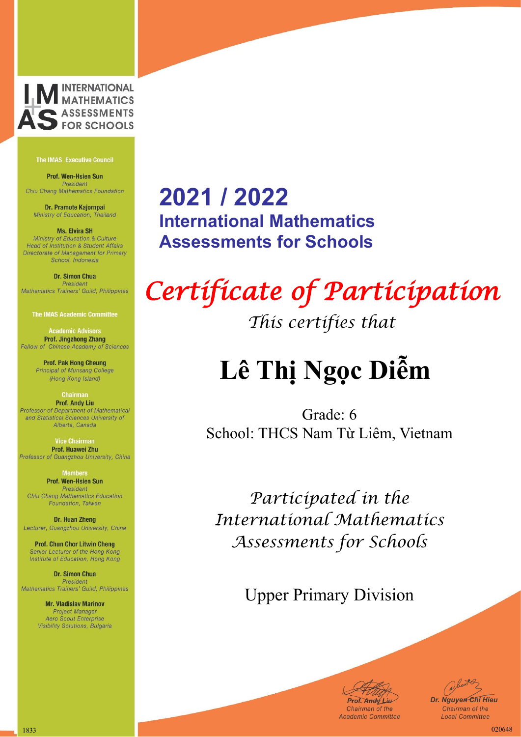INTERNATIONAL MATHEMATICS ASSESSMENTS FOR SCHOOLS

**The IMAS Executive Council**

**Prof. Wen-Hsien Sun**
*President*
*Chiu Chang Mathematics Foundation*

**Dr. Pramote Kajornpai**
*Ministry of Education, Thailand*

**Ms. Elvira SH**
*Ministry of Education & Culture*
*Head of Institution & Student Affairs*
*Directorate of Management for Primary School, Indonesia*

**Dr. Simon Chua**
*President*
*Mathematics Trainers' Guild, Philippines*

**The IMAS Academic Committee**

**Academic Advisors**

**Prof. Jingzhong Zhang**
*Fellow of Chinese Academy of Sciences*

**Prof. Pak Hong Cheung**
*Principal of Munsang College (Hong Kong Island)*

**Chairman**

**Prof. Andy Liu**
*Professor of Department of Mathematical and Statistical Sciences University of Alberta, Canada*

**Vice Chairman**

**Prof. Huawei Zhu**
*Professor of Guangzhou University, China*

**Members**

**Prof. Wen-Hsien Sun**
*President*
*Chiu Chang Mathematics Education Foundation, Taiwan*

**Dr. Huan Zheng**
*Lecturer, Guangzhou University, China*

**Prof. Chun Chor Litwin Cheng**
*Senior Lecturer of the Hong Kong Institute of Education, Hong Kong*

**Dr. Simon Chua**
*President*
*Mathematics Trainers' Guild, Philippines*

**Mr. Vladislav Marinov**
*Project Manager*
*Aero Scout Enterprise Visibility Solutions, Bulgaria*

# 2021 / 2022

## International Mathematics Assessments for Schools

## *Certificate of Participation*

*This certifies that*

# Lê Thị Ngọc Diễm

Grade: 6

School: THCS Nam Từ Liêm, Vietnam

*Participated in the International Mathematics Assessments for Schools*

Upper Primary Division

**Prof. Andy Liu**
*Chairman of the Academic Committee*

**Dr. Nguyen Chi Hieu**
*Chairman of the Local Committee*

1833

020648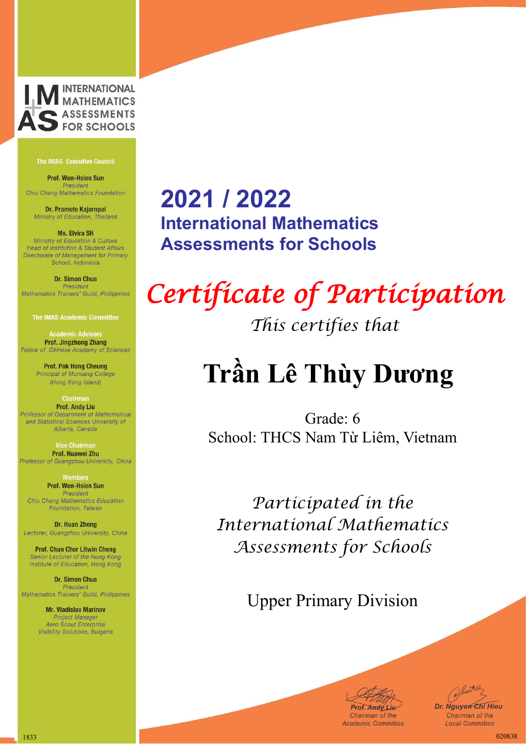INTERNATIONAL MATHEMATICS ASSESSMENTS FOR SCHOOLS

**The IMAS Executive Council**

**Prof. Wen-Hsien Sun**
*President*
*Chiu Chang Mathematics Foundation*

**Dr. Pramote Kajornpai**
*Ministry of Education, Thailand*

**Ms. Elvira SH**
*Ministry of Education & Culture*
*Head of Institution & Student Affairs*
*Directorate of Management for Primary School, Indonesia*

**Dr. Simon Chua**
*President*
*Mathematics Trainers' Guild, Philippines*

**The IMAS Academic Committee**

**Academic Advisors**

**Prof. Jingzhong Zhang**
*Fellow of Chinese Academy of Sciences*

**Prof. Pak Hong Cheung**
*Principal of Munsang College (Hong Kong Island)*

**Chairman**

**Prof. Andy Liu**
*Professor of Department of Mathematical and Statistical Sciences University of Alberta, Canada*

**Vice Chairman**

**Prof. Huawei Zhu**
*Professor of Guangzhou University, China*

**Members**

**Prof. Wen-Hsien Sun**
*President*
*Chiu Chang Mathematics Education Foundation, Taiwan*

**Dr. Huan Zheng**
*Lecturer, Guangzhou University, China*

**Prof. Chun Chor Litwin Cheng**
*Senior Lecturer of the Hong Kong Institute of Education, Hong Kong*

**Dr. Simon Chua**
*President*
*Mathematics Trainers' Guild, Philippines*

**Mr. Vladislav Marinov**
*Project Manager*
*Aero Scout Enterprise Visibility Solutions, Bulgaria*

# 2021 / 2022
## International Mathematics Assessments for Schools

# *Certificate of Participation*

*This certifies that*

# Trần Lê Thùy Dương

Grade: 6

School: THCS Nam Từ Liêm, Vietnam

*Participated in the International Mathematics Assessments for Schools*

Upper Primary Division

**Prof. Andy Liu**
*Chairman of the Academic Committee*

**Dr. Nguyen Chi Hieu**
*Chairman of the Local Committee*

1833

020838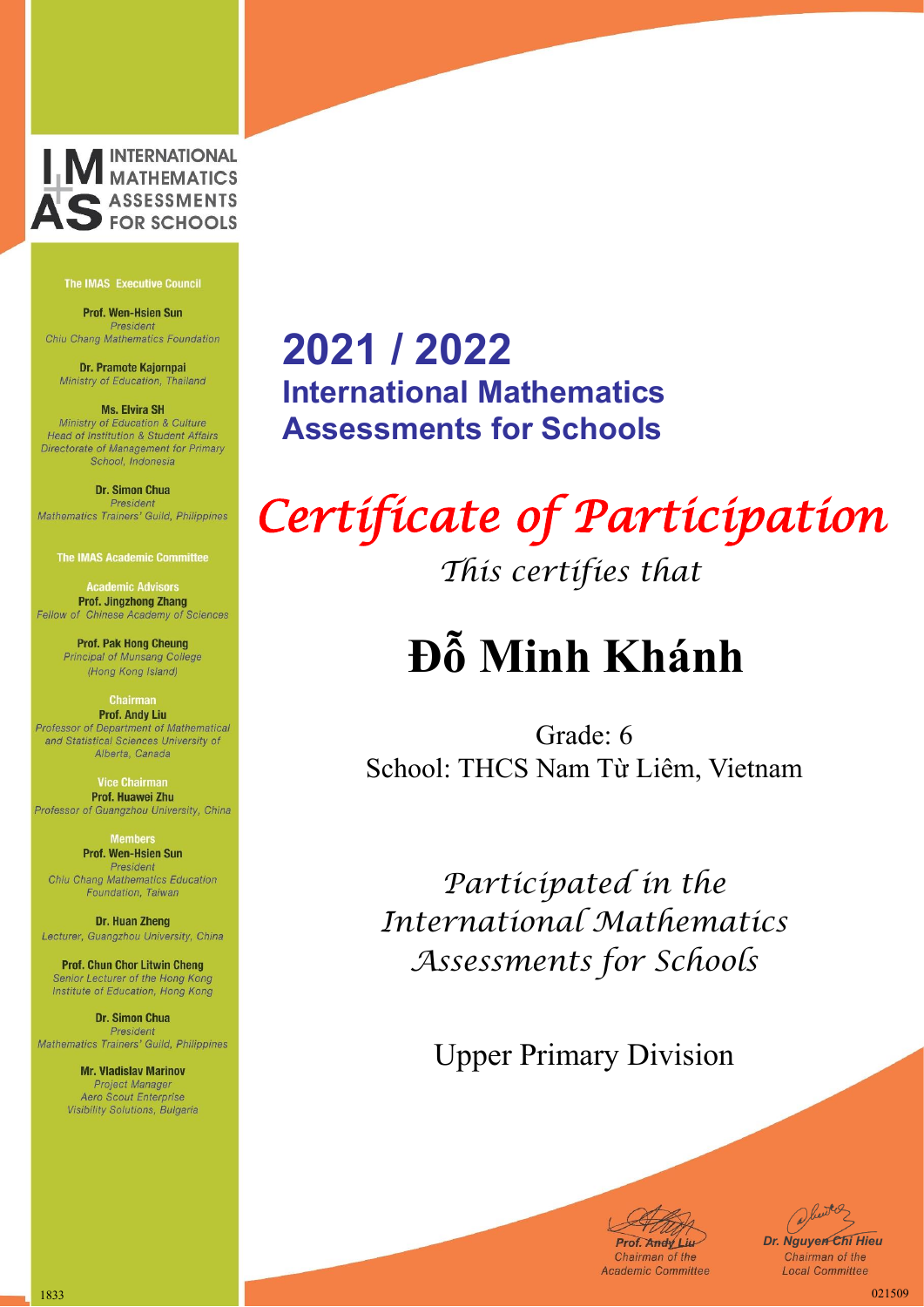INTERNATIONAL MATHEMATICS ASSESSMENTS FOR SCHOOLS

**The IMAS Executive Council**

**Prof. Wen-Hsien Sun**
*President*
*Chiu Chang Mathematics Foundation*

**Dr. Pramote Kajornpai**
*Ministry of Education, Thailand*

**Ms. Elvira SH**
*Ministry of Education & Culture*
*Head of Institution & Student Affairs*
*Directorate of Management for Primary School, Indonesia*

**Dr. Simon Chua**
*President*
*Mathematics Trainers' Guild, Philippines*

**The IMAS Academic Committee**

**Academic Advisors**
**Prof. Jingzhong Zhang**
*Fellow of Chinese Academy of Sciences*

**Prof. Pak Hong Cheung**
*Principal of Munsang College (Hong Kong Island)*

**Chairman**
**Prof. Andy Liu**
*Professor of Department of Mathematical and Statistical Sciences University of Alberta, Canada*

**Vice Chairman**
**Prof. Huawei Zhu**
*Professor of Guangzhou University, China*

**Members**
**Prof. Wen-Hsien Sun**
*President*
*Chiu Chang Mathematics Education Foundation, Taiwan*

**Dr. Huan Zheng**
*Lecturer, Guangzhou University, China*

**Prof. Chun Chor Litwin Cheng**
*Senior Lecturer of the Hong Kong Institute of Education, Hong Kong*

**Dr. Simon Chua**
*President*
*Mathematics Trainers' Guild, Philippines*

**Mr. Vladislav Marinov**
*Project Manager*
*Aero Scout Enterprise Visibility Solutions, Bulgaria*

# 2021 / 2022
## International Mathematics Assessments for Schools

# *Certificate of Participation*

*This certifies that*

# Đỗ Minh Khánh

Grade: 6
School: THCS Nam Từ Liêm, Vietnam

*Participated in the International Mathematics Assessments for Schools*

Upper Primary Division

**Prof. Andy Liu**
*Chairman of the Academic Committee*

**Dr. Nguyen Chi Hieu**
*Chairman of the Local Committee*

1833

021509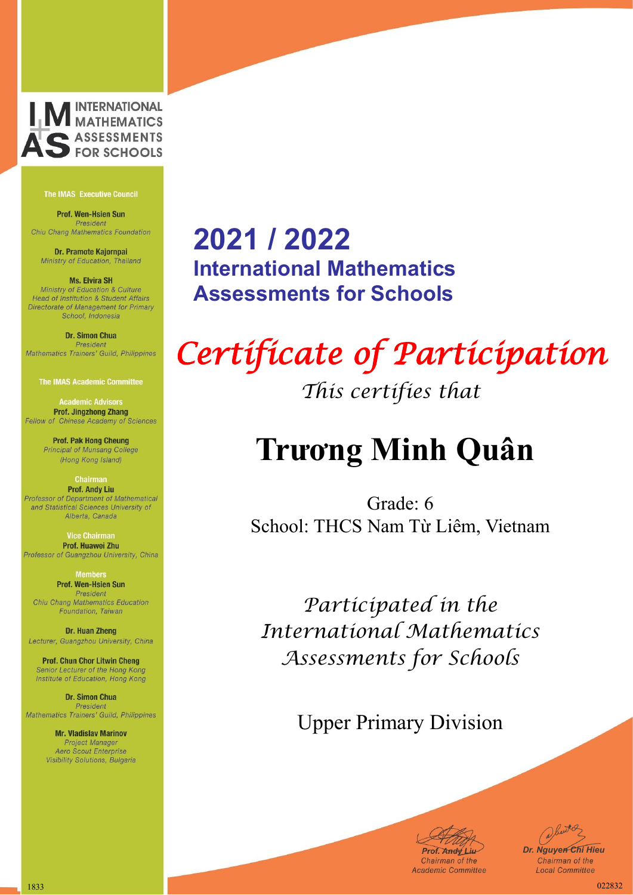INTERNATIONAL MATHEMATICS ASSESSMENTS FOR SCHOOLS

**The IMAS Executive Council**

**Prof. Wen-Hsien Sun**
*President*
*Chiu Chang Mathematics Foundation*

**Dr. Pramote Kajornpai**
*Ministry of Education, Thailand*

**Ms. Elvira SH**
*Ministry of Education & Culture*
*Head of Institution & Student Affairs*
*Directorate of Management for Primary School, Indonesia*

**Dr. Simon Chua**
*President*
*Mathematics Trainers' Guild, Philippines*

**The IMAS Academic Committee**

**Academic Advisors**
**Prof. Jingzhong Zhang**
*Fellow of Chinese Academy of Sciences*

**Prof. Pak Hong Cheung**
*Principal of Munsang College (Hong Kong Island)*

**Chairman**
**Prof. Andy Liu**
*Professor of Department of Mathematical and Statistical Sciences University of Alberta, Canada*

**Vice Chairman**
**Prof. Huawei Zhu**
*Professor of Guangzhou University, China*

**Members**
**Prof. Wen-Hsien Sun**
*President*
*Chiu Chang Mathematics Education Foundation, Taiwan*

**Dr. Huan Zheng**
*Lecturer, Guangzhou University, China*

**Prof. Chun Chor Litwin Cheng**
*Senior Lecturer of the Hong Kong Institute of Education, Hong Kong*

**Dr. Simon Chua**
*President*
*Mathematics Trainers' Guild, Philippines*

**Mr. Vladislav Marinov**
*Project Manager*
*Aero Scout Enterprise Visibility Solutions, Bulgaria*

# 2021 / 2022
## International Mathematics Assessments for Schools

# *Certificate of Participation*

*This certifies that*

# Trương Minh Quân

Grade: 6
School: THCS Nam Từ Liêm, Vietnam

*Participated in the International Mathematics Assessments for Schools*

Upper Primary Division

*Prof. Andy Liu*
*Chairman of the Academic Committee*

*Dr. Nguyen Chi Hieu*
*Chairman of the Local Committee*

1833

022832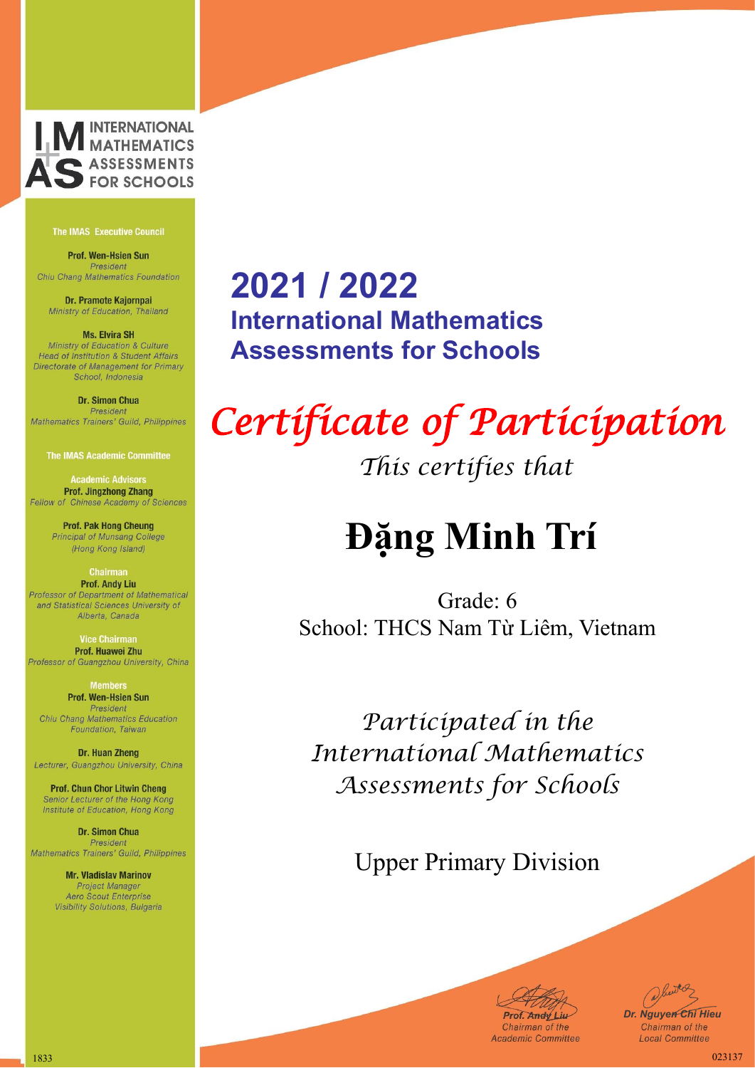INTERNATIONAL MATHEMATICS ASSESSMENTS FOR SCHOOLS

**The IMAS Executive Council**

**Prof. Wen-Hsien Sun**
*President*
*Chiu Chang Mathematics Foundation*

**Dr. Pramote Kajornpai**
*Ministry of Education, Thailand*

**Ms. Elvira SH**
*Ministry of Education & Culture*
*Head of Institution & Student Affairs*
*Directorate of Management for Primary School, Indonesia*

**Dr. Simon Chua**
*President*
*Mathematics Trainers' Guild, Philippines*

**The IMAS Academic Committee**

**Academic Advisors**

**Prof. Jingzhong Zhang**
*Fellow of Chinese Academy of Sciences*

**Prof. Pak Hong Cheung**
*Principal of Munsang College (Hong Kong Island)*

**Chairman**

**Prof. Andy Liu**
*Professor of Department of Mathematical and Statistical Sciences University of Alberta, Canada*

**Vice Chairman**

**Prof. Huawei Zhu**
*Professor of Guangzhou University, China*

**Members**

**Prof. Wen-Hsien Sun**
*President*
*Chiu Chang Mathematics Education Foundation, Taiwan*

**Dr. Huan Zheng**
*Lecturer, Guangzhou University, China*

**Prof. Chun Chor Litwin Cheng**
*Senior Lecturer of the Hong Kong Institute of Education, Hong Kong*

**Dr. Simon Chua**
*President*
*Mathematics Trainers' Guild, Philippines*

**Mr. Vladislav Marinov**
*Project Manager*
*Aero Scout Enterprise*
*Visibility Solutions, Bulgaria*

# 2021 / 2022

## International Mathematics Assessments for Schools

# *Certificate of Participation*

*This certifies that*

# Đặng Minh Trí

Grade: 6

School: THCS Nam Từ Liêm, Vietnam

*Participated in the International Mathematics Assessments for Schools*

Upper Primary Division

**Prof. Andy Liu**
*Chairman of the Academic Committee*

**Dr. Nguyen Chi Hieu**
*Chairman of the Local Committee*

1833

023137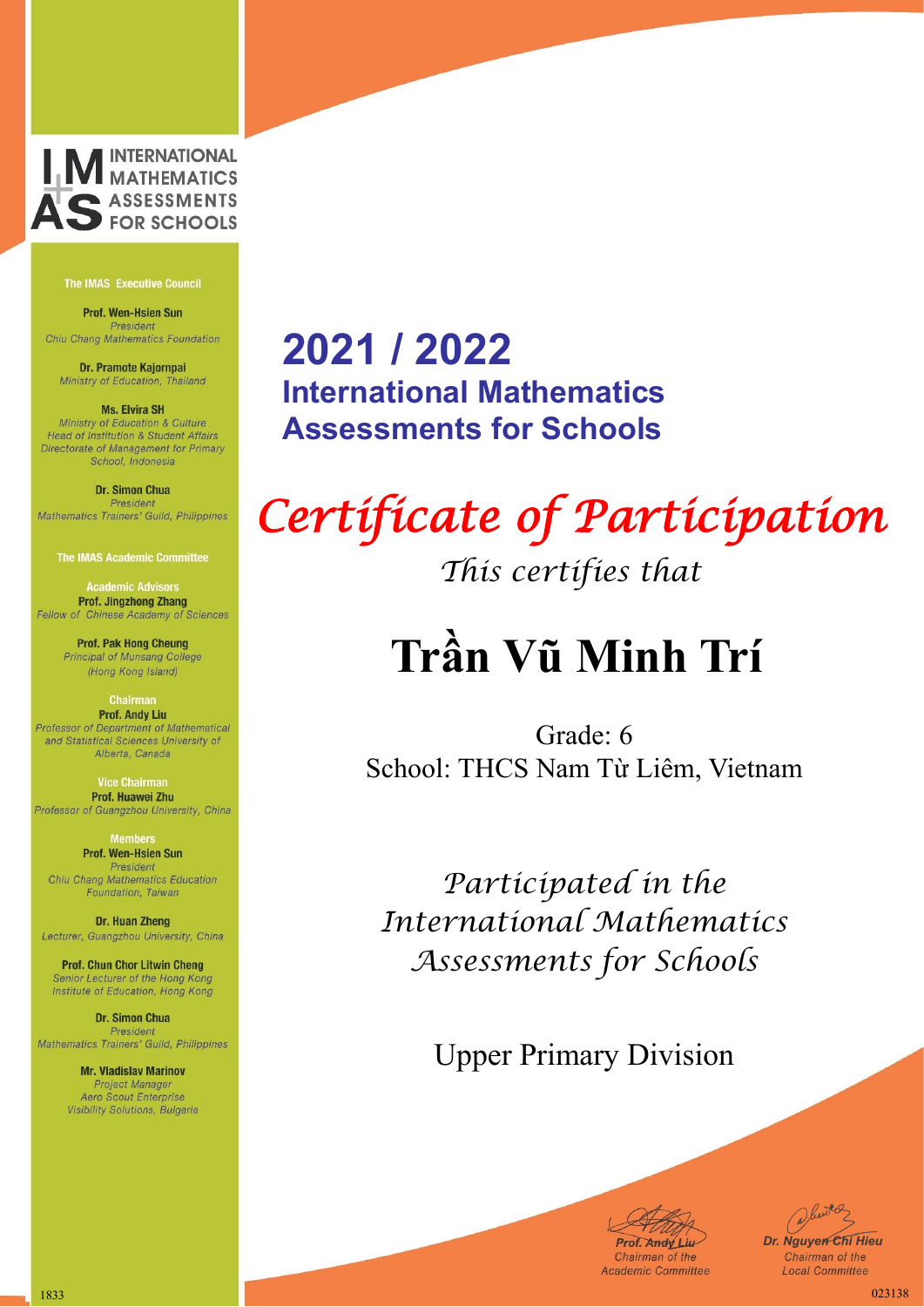INTERNATIONAL MATHEMATICS ASSESSMENTS FOR SCHOOLS

**The IMAS Executive Council**

**Prof. Wen-Hsien Sun**
*President*
*Chiu Chang Mathematics Foundation*

**Dr. Pramote Kajornpai**
*Ministry of Education, Thailand*

**Ms. Elvira SH**
*Ministry of Education & Culture*
*Head of Institution & Student Affairs*
*Directorate of Management for Primary School, Indonesia*

**Dr. Simon Chua**
*President*
*Mathematics Trainers' Guild, Philippines*

**The IMAS Academic Committee**

**Academic Advisors**

**Prof. Jingzhong Zhang**
*Fellow of Chinese Academy of Sciences*

**Prof. Pak Hong Cheung**
*Principal of Munsang College (Hong Kong Island)*

**Chairman**

**Prof. Andy Liu**
*Professor of Department of Mathematical and Statistical Sciences University of Alberta, Canada*

**Vice Chairman**

**Prof. Huawei Zhu**
*Professor of Guangzhou University, China*

**Members**

**Prof. Wen-Hsien Sun**
*President*
*Chiu Chang Mathematics Education Foundation, Taiwan*

**Dr. Huan Zheng**
*Lecturer, Guangzhou University, China*

**Prof. Chun Chor Litwin Cheng**
*Senior Lecturer of the Hong Kong Institute of Education, Hong Kong*

**Dr. Simon Chua**
*President*
*Mathematics Trainers' Guild, Philippines*

**Mr. Vladislav Marinov**
*Project Manager*
*Aero Scout Enterprise*
*Visibility Solutions, Bulgaria*

# 2021 / 2022

## International Mathematics Assessments for Schools

# *Certificate of Participation*

*This certifies that*

# Trần Vũ Minh Trí

Grade: 6

School: THCS Nam Từ Liêm, Vietnam

*Participated in the International Mathematics Assessments for Schools*

Upper Primary Division

*Prof. Andy Liu*
*Chairman of the Academic Committee*

*Dr. Nguyen Chi Hieu*
*Chairman of the Local Committee*

1833

023138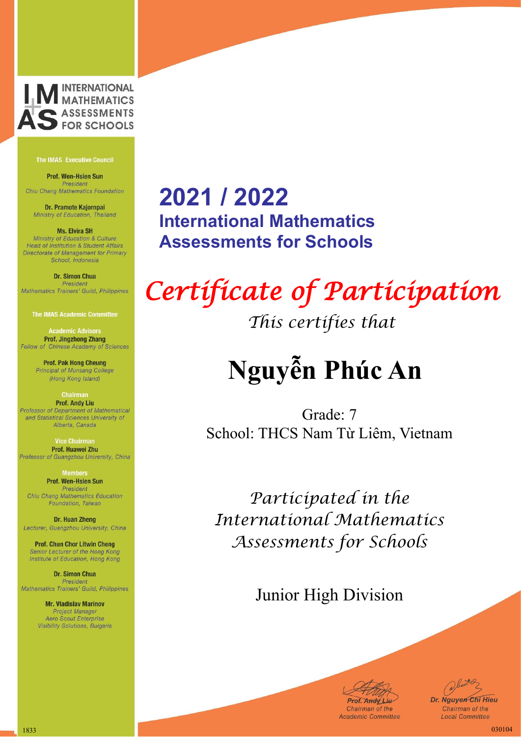INTERNATIONAL MATHEMATICS ASSESSMENTS FOR SCHOOLS

**The IMAS Executive Council**

**Prof. Wen-Hsien Sun**
*President*
*Chiu Chang Mathematics Foundation*

**Dr. Pramote Kajornpai**
*Ministry of Education, Thailand*

**Ms. Elvira SH**
*Ministry of Education & Culture*
*Head of Institution & Student Affairs*
*Directorate of Management for Primary School, Indonesia*

**Dr. Simon Chua**
*President*
*Mathematics Trainers' Guild, Philippines*

**The IMAS Academic Committee**

**Academic Advisors**

**Prof. Jingzhong Zhang**
*Fellow of Chinese Academy of Sciences*

**Prof. Pak Hong Cheung**
*Principal of Munsang College (Hong Kong Island)*

**Chairman**

**Prof. Andy Liu**
*Professor of Department of Mathematical and Statistical Sciences University of Alberta, Canada*

**Vice Chairman**

**Prof. Huawei Zhu**
*Professor of Guangzhou University, China*

**Members**

**Prof. Wen-Hsien Sun**
*President*
*Chiu Chang Mathematics Education Foundation, Taiwan*

**Dr. Huan Zheng**
*Lecturer, Guangzhou University, China*

**Prof. Chun Chor Litwin Cheng**
*Senior Lecturer of the Hong Kong Institute of Education, Hong Kong*

**Dr. Simon Chua**
*President*
*Mathematics Trainers' Guild, Philippines*

**Mr. Vladislav Marinov**
*Project Manager*
*Aero Scout Enterprise Visibility Solutions, Bulgaria*

# 2021 / 2022

## International Mathematics Assessments for Schools

# *Certificate of Participation*

*This certifies that*

# Nguyễn Phúc An

Grade: 7

School: THCS Nam Từ Liêm, Vietnam

*Participated in the International Mathematics Assessments for Schools*

Junior High Division

*Prof. Andy Liu*
Chairman of the Academic Committee

*Dr. Nguyen Chi Hieu*
Chairman of the Local Committee

1833

030104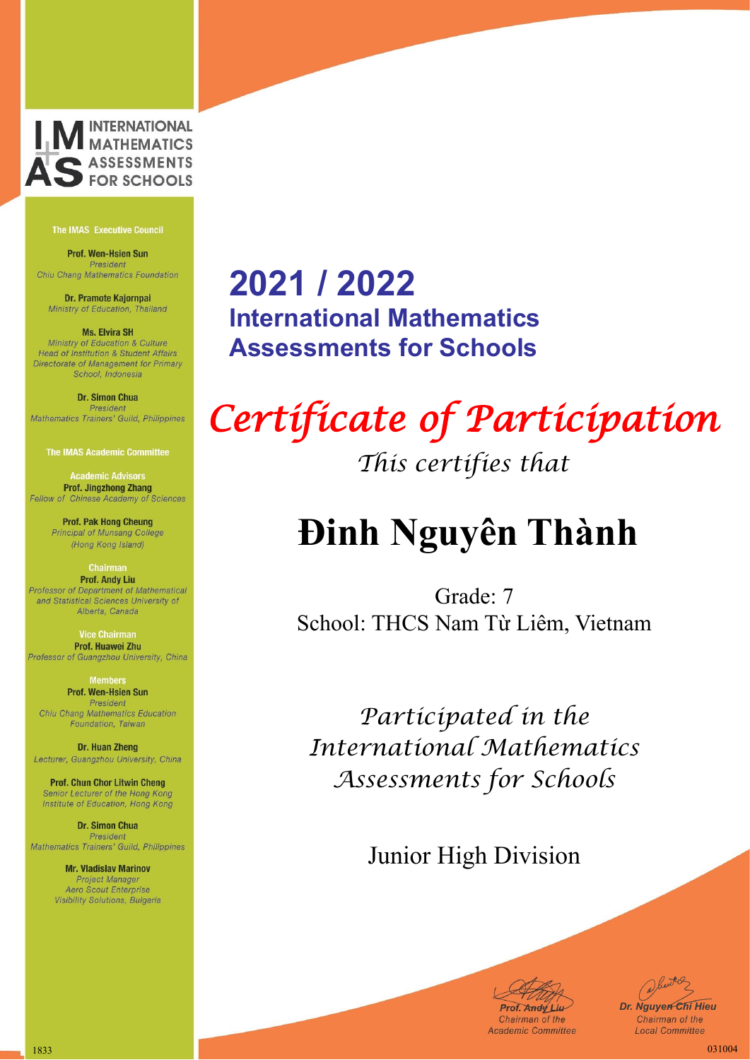INTERNATIONAL MATHEMATICS ASSESSMENTS FOR SCHOOLS

**The IMAS Executive Council**

**Prof. Wen-Hsien Sun**
*President*
*Chiu Chang Mathematics Foundation*

**Dr. Pramote Kajornpai**
*Ministry of Education, Thailand*

**Ms. Elvira SH**
*Ministry of Education & Culture*
*Head of Institution & Student Affairs*
*Directorate of Management for Primary School, Indonesia*

**Dr. Simon Chua**
*President*
*Mathematics Trainers' Guild, Philippines*

**The IMAS Academic Committee**

**Academic Advisors**

**Prof. Jingzhong Zhang**
*Fellow of Chinese Academy of Sciences*

**Prof. Pak Hong Cheung**
*Principal of Munsang College (Hong Kong Island)*

**Chairman**

**Prof. Andy Liu**
*Professor of Department of Mathematical and Statistical Sciences University of Alberta, Canada*

**Vice Chairman**

**Prof. Huawei Zhu**
*Professor of Guangzhou University, China*

**Members**

**Prof. Wen-Hsien Sun**
*President*
*Chiu Chang Mathematics Education Foundation, Taiwan*

**Dr. Huan Zheng**
*Lecturer, Guangzhou University, China*

**Prof. Chun Chor Litwin Cheng**
*Senior Lecturer of the Hong Kong Institute of Education, Hong Kong*

**Dr. Simon Chua**
*President*
*Mathematics Trainers' Guild, Philippines*

**Mr. Vladislav Marinov**
*Project Manager*
*Aero Scout Enterprise Visibility Solutions, Bulgaria*

# 2021 / 2022

## International Mathematics Assessments for Schools

# *Certificate of Participation*

*This certifies that*

# Đinh Nguyên Thành

Grade: 7
School: THCS Nam Từ Liêm, Vietnam

*Participated in the International Mathematics Assessments for Schools*

Junior High Division

**Prof. Andy Liu**
*Chairman of the Academic Committee*

**Dr. Nguyen Chi Hieu**
*Chairman of the Local Committee*

1833

031004